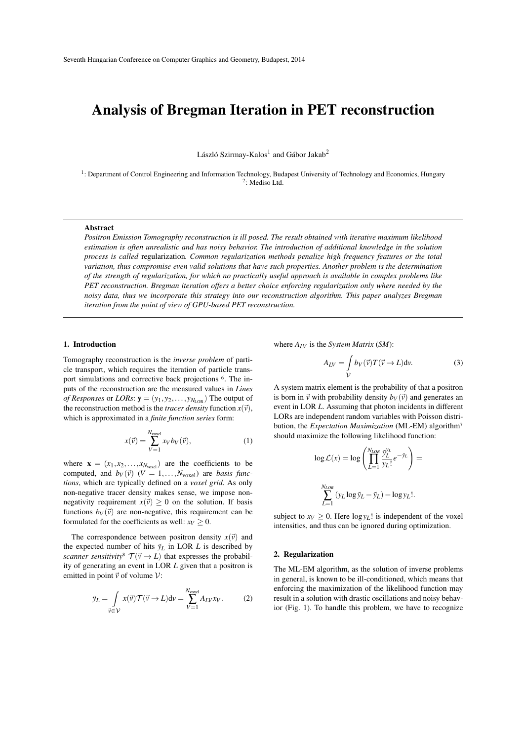# Analysis of Bregman Iteration in PET reconstruction

László Szirmay-Kalos[1] and Gábor Jakab[2]

[1]: Department of Control Engineering and Information Technology, Budapest University of Technology and Economics, Hungary
[2]: Mediso Ltd.

---

**Abstract**

*Positron Emission Tomography reconstruction is ill posed. The result obtained with iterative maximum likelihood estimation is often unrealistic and has noisy behavior. The introduction of additional knowledge in the solution process is called* regularization. *Common regularization methods penalize high frequency features or the total variation, thus compromise even valid solutions that have such properties. Another problem is the determination of the strength of regularization, for which no practically useful approach is available in complex problems like PET reconstruction. Bregman iteration offers a better choice enforcing regularization only where needed by the noisy data, thus we incorporate this strategy into our reconstruction algorithm. This paper analyzes Bregman iteration from the point of view of GPU-based PET reconstruction.*

---

## 1. Introduction

Tomography reconstruction is the *inverse problem* of particle transport, which requires the iteration of particle transport simulations and corrective back projections [6]. The inputs of the reconstruction are the measured values in *Lines of Responses* or *LORs*: $\mathbf{y} = (y_1, y_2, \ldots, y_{N_{\rm LOR}})$ The output of the reconstruction method is the *tracer density* function $x(\vec{v})$, which is approximated in a *finite function series* form:

$$x(\vec{v}) = \sum_{V=1}^{N_{\rm voxel}} x_V b_V(\vec{v}), \tag{1}$$

where $\mathbf{x} = (x_1, x_2, \ldots, x_{N_{\rm voxel}})$ are the coefficients to be computed, and $b_V(\vec{v})$ $(V = 1, \ldots, N_{\rm voxel})$ are *basis functions*, which are typically defined on a *voxel grid*. As only non-negative tracer density makes sense, we impose non-negativity requirement $x(\vec{v}) \geq 0$ on the solution. If basis functions $b_V(\vec{v})$ are non-negative, this requirement can be formulated for the coefficients as well: $x_V \geq 0$.

The correspondence between positron density $x(\vec{v})$ and the expected number of hits $\tilde{y}_L$ in LOR $L$ is described by *scanner sensitivity*[8] $\mathcal{T}(\vec{v} \to L)$ that expresses the probability of generating an event in LOR $L$ given that a positron is emitted in point $\vec{v}$ of volume $\mathcal{V}$:

$$\tilde{y}_L = \int_{\vec{v} \in \mathcal{V}} x(\vec{v}) \mathcal{T}(\vec{v} \to L) \mathrm{d}v = \sum_{V=1}^{N_{\rm voxel}} A_{LV} x_V. \tag{2}$$

where $A_{LV}$ is the *System Matrix* (*SM*):

$$A_{LV} = \int_{\mathcal{V}} b_V(\vec{v}) T(\vec{v} \to L) \mathrm{d}v. \tag{3}$$

A system matrix element is the probability of that a positron is born in $\vec{v}$ with probability density $b_V(\vec{v})$ and generates an event in LOR $L$. Assuming that photon incidents in different LORs are independent random variables with Poisson distribution, the *Expectation Maximization* (ML-EM) algorithm[7] should maximize the following likelihood function:

$$\log \mathcal{L}(x) = \log\left(\prod_{L=1}^{N_{LOR}} \frac{\tilde{y}_L^{y_L}}{y_L!} e^{-\tilde{y}_L}\right) =$$

$$\sum_{L=1}^{N_{LOR}} (y_L \log \tilde{y}_L - \tilde{y}_L) - \log y_L!.$$

subject to $x_V \geq 0$. Here $\log y_L!$ is independent of the voxel intensities, and thus can be ignored during optimization.

## 2. Regularization

The ML-EM algorithm, as the solution of inverse problems in general, is known to be ill-conditioned, which means that enforcing the maximization of the likelihood function may result in a solution with drastic oscillations and noisy behavior (Fig. 1). To handle this problem, we have to recognize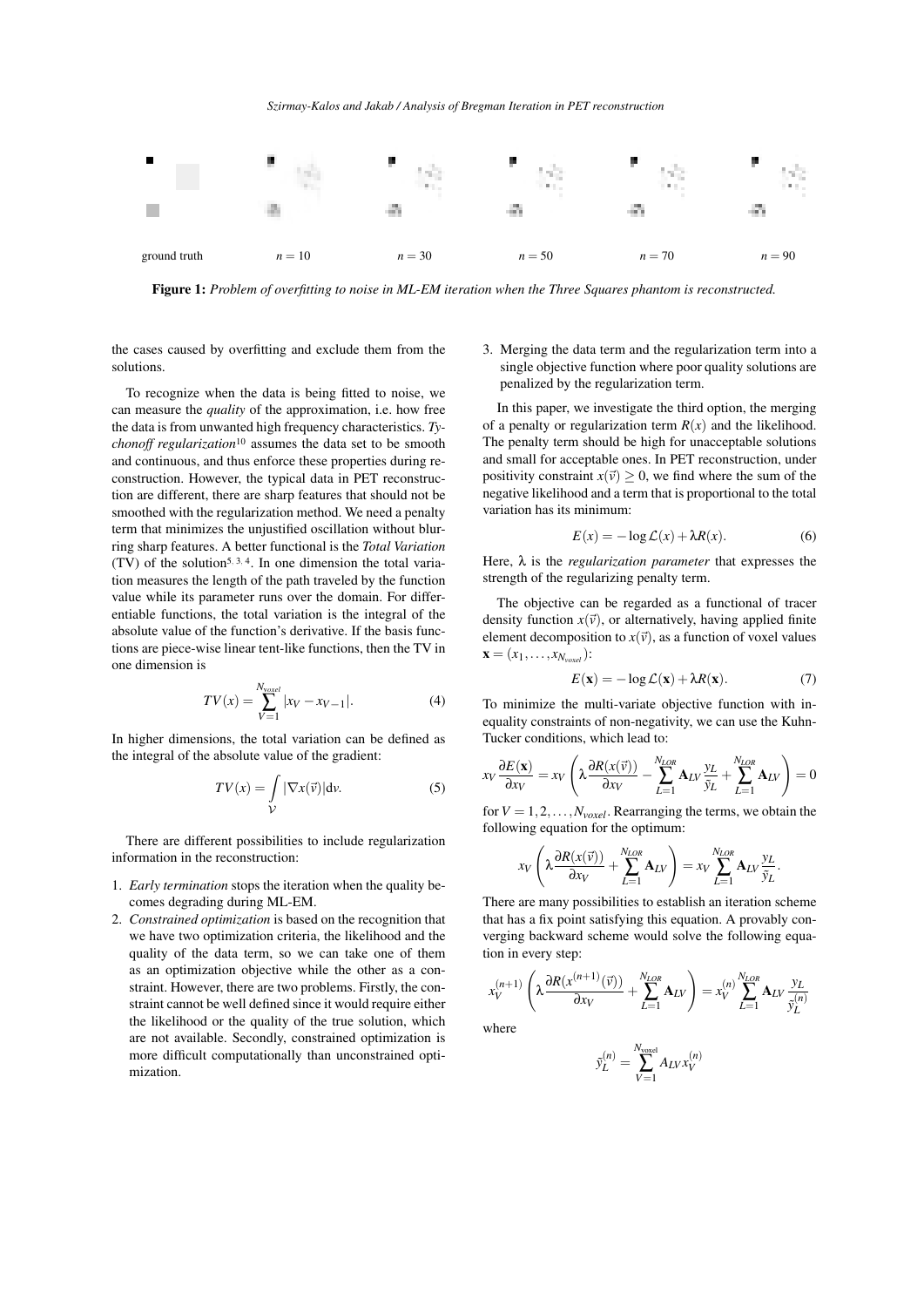ground truth $n = 10$ $n = 30$ $n = 50$ $n = 70$ $n = 90$

**Figure 1:** *Problem of overfitting to noise in ML-EM iteration when the Three Squares phantom is reconstructed.*

the cases caused by overfitting and exclude them from the solutions.

To recognize when the data is being fitted to noise, we can measure the *quality* of the approximation, i.e. how free the data is from unwanted high frequency characteristics. *Tychonoff regularization*[10] assumes the data set to be smooth and continuous, and thus enforce these properties during reconstruction. However, the typical data in PET reconstruction are different, there are sharp features that should not be smoothed with the regularization method. We need a penalty term that minimizes the unjustified oscillation without blurring sharp features. A better functional is the *Total Variation* (TV) of the solution[5, 3, 4]. In one dimension the total variation measures the length of the path traveled by the function value while its parameter runs over the domain. For differentiable functions, the total variation is the integral of the absolute value of the function's derivative. If the basis functions are piece-wise linear tent-like functions, then the TV in one dimension is

$$TV(x) = \sum_{V=1}^{N_{voxel}} |x_V - x_{V-1}|. \quad (4)$$

In higher dimensions, the total variation can be defined as the integral of the absolute value of the gradient:

$$TV(x) = \int_{\mathcal{V}} |\nabla x(\vec{v})| \mathrm{d}v. \quad (5)$$

There are different possibilities to include regularization information in the reconstruction:

1. *Early termination* stops the iteration when the quality becomes degrading during ML-EM.
2. *Constrained optimization* is based on the recognition that we have two optimization criteria, the likelihood and the quality of the data term, so we can take one of them as an optimization objective while the other as a constraint. However, there are two problems. Firstly, the constraint cannot be well defined since it would require either the likelihood or the quality of the true solution, which are not available. Secondly, constrained optimization is more difficult computationally than unconstrained optimization.
3. Merging the data term and the regularization term into a single objective function where poor quality solutions are penalized by the regularization term.

In this paper, we investigate the third option, the merging of a penalty or regularization term $R(x)$ and the likelihood. The penalty term should be high for unacceptable solutions and small for acceptable ones. In PET reconstruction, under positivity constraint $x(\vec{v}) \geq 0$, we find where the sum of the negative likelihood and a term that is proportional to the total variation has its minimum:

$$E(x) = -\log \mathcal{L}(x) + \lambda R(x). \quad (6)$$

Here, $\lambda$ is the *regularization parameter* that expresses the strength of the regularizing penalty term.

The objective can be regarded as a functional of tracer density function $x(\vec{v})$, or alternatively, having applied finite element decomposition to $x(\vec{v})$, as a function of voxel values $\mathbf{x} = (x_1, \ldots, x_{N_{voxel}})$:

$$E(\mathbf{x}) = -\log \mathcal{L}(\mathbf{x}) + \lambda R(\mathbf{x}). \quad (7)$$

To minimize the multi-variate objective function with inequality constraints of non-negativity, we can use the Kuhn-Tucker conditions, which lead to:

$$x_V \frac{\partial E(\mathbf{x})}{\partial x_V} = x_V \left( \lambda \frac{\partial R(x(\vec{v}))}{\partial x_V} - \sum_{L=1}^{N_{LOR}} \mathbf{A}_{LV} \frac{y_L}{\tilde{y}_L} + \sum_{L=1}^{N_{LOR}} \mathbf{A}_{LV} \right) = 0$$

for $V = 1, 2, \ldots, N_{voxel}$. Rearranging the terms, we obtain the following equation for the optimum:

$$x_V \left( \lambda \frac{\partial R(x(\vec{v}))}{\partial x_V} + \sum_{L=1}^{N_{LOR}} \mathbf{A}_{LV} \right) = x_V \sum_{L=1}^{N_{LOR}} \mathbf{A}_{LV} \frac{y_L}{\tilde{y}_L}.$$

There are many possibilities to establish an iteration scheme that has a fix point satisfying this equation. A provably converging backward scheme would solve the following equation in every step:

$$x_V^{(n+1)} \left( \lambda \frac{\partial R(x^{(n+1)}(\vec{v}))}{\partial x_V} + \sum_{L=1}^{N_{LOR}} \mathbf{A}_{LV} \right) = x_V^{(n)} \sum_{L=1}^{N_{LOR}} \mathbf{A}_{LV} \frac{y_L}{\tilde{y}_L^{(n)}}$$

where

$$\tilde{y}_L^{(n)} = \sum_{V=1}^{N_{\mathrm{voxel}}} A_{LV} x_V^{(n)}$$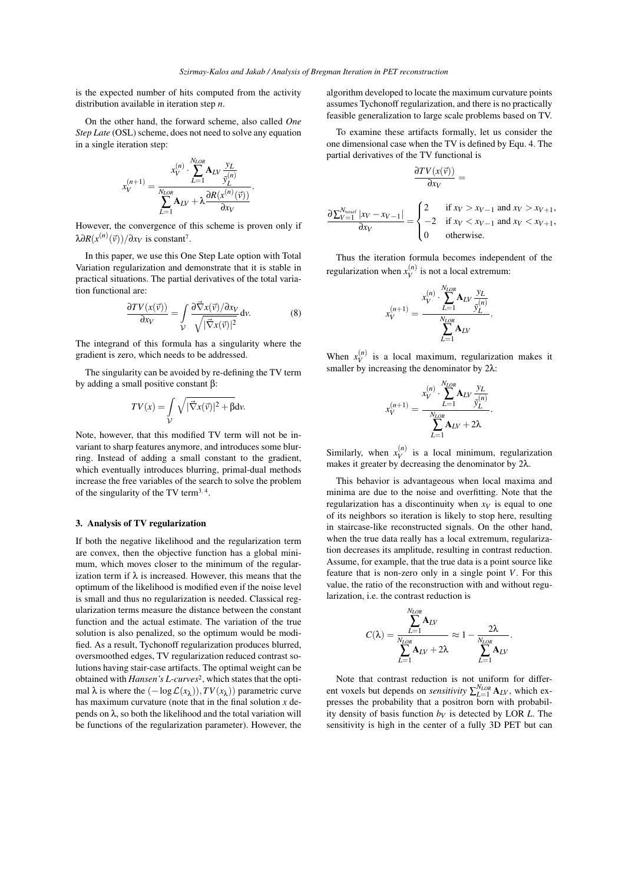is the expected number of hits computed from the activity distribution available in iteration step $n$.

On the other hand, the forward scheme, also called *One Step Late* (OSL) scheme, does not need to solve any equation in a single iteration step:

$$x_V^{(n+1)} = \frac{x_V^{(n)} \cdot \sum_{L=1}^{N_{LOR}} \mathbf{A}_{LV} \frac{y_L}{\tilde{y}_L^{(n)}}}{\sum_{L=1}^{N_{LOR}} \mathbf{A}_{LV} + \lambda \frac{\partial R(x^{(n)}(\vec{v}))}{\partial x_V}}.$$

However, the convergence of this scheme is proven only if $\lambda \partial R(x^{(n)}(\vec{v}))/\partial x_V$ is constant[7].

In this paper, we use this One Step Late option with Total Variation regularization and demonstrate that it is stable in practical situations. The partial derivatives of the total variation functional are:

$$\frac{\partial TV(x(\vec{v}))}{\partial x_V} = \int_{\mathcal{V}} \frac{\partial \vec{\nabla} x(\vec{v})/\partial x_V}{\sqrt{|\vec{\nabla} x(\vec{v})|^2}} \mathrm{d}v. \tag{8}$$

The integrand of this formula has a singularity where the gradient is zero, which needs to be addressed.

The singularity can be avoided by re-defining the TV term by adding a small positive constant $\beta$:

$$TV(x) = \int_{\mathcal{V}} \sqrt{|\vec{\nabla} x(\vec{v})|^2 + \beta} \mathrm{d}v.$$

Note, however, that this modified TV term will not be invariant to sharp features anymore, and introduces some blurring. Instead of adding a small constant to the gradient, which eventually introduces blurring, primal-dual methods increase the free variables of the search to solve the problem of the singularity of the TV term[3, 4].

### 3. Analysis of TV regularization

If both the negative likelihood and the regularization term are convex, then the objective function has a global minimum, which moves closer to the minimum of the regularization term if $\lambda$ is increased. However, this means that the optimum of the likelihood is modified even if the noise level is small and thus no regularization is needed. Classical regularization terms measure the distance between the constant function and the actual estimate. The variation of the true solution is also penalized, so the optimum would be modified. As a result, Tychonoff regularization produces blurred, oversmoothed edges, TV regularization reduced contrast solutions having stair-case artifacts. The optimal weight can be obtained with *Hansen's L-curves*[2], which states that the optimal $\lambda$ is where the $(-\log \mathcal{L}(x_\lambda)), TV(x_\lambda))$ parametric curve has maximum curvature (note that in the final solution $x$ depends on $\lambda$, so both the likelihood and the total variation will be functions of the regularization parameter). However, the algorithm developed to locate the maximum curvature points assumes Tychonoff regularization, and there is no practically feasible generalization to large scale problems based on TV.

To examine these artifacts formally, let us consider the one dimensional case when the TV is defined by Equ. 4. The partial derivatives of the TV functional is

$$\frac{\partial TV(x(\vec{v}))}{\partial x_V} =$$

$$\frac{\partial \sum_{V=1}^{N_{voxel}} |x_V - x_{V-1}|}{\partial x_V} = \begin{cases} 2 & \text{if } x_V > x_{V-1} \text{ and } x_V > x_{V+1}, \\ -2 & \text{if } x_V < x_{V-1} \text{ and } x_V < x_{V+1}, \\ 0 & \text{otherwise.} \end{cases}$$

Thus the iteration formula becomes independent of the regularization when $x_V^{(n)}$ is not a local extremum:

$$x_V^{(n+1)} = \frac{x_V^{(n)} \cdot \sum_{L=1}^{N_{LOR}} \mathbf{A}_{LV} \frac{y_L}{\tilde{y}_L^{(n)}}}{\sum_{L=1}^{N_{LOR}} \mathbf{A}_{LV}}.$$

When $x_V^{(n)}$ is a local maximum, regularization makes it smaller by increasing the denominator by $2\lambda$:

$$x_V^{(n+1)} = \frac{x_V^{(n)} \cdot \sum_{L=1}^{N_{LOR}} \mathbf{A}_{LV} \frac{y_L}{\tilde{y}_L^{(n)}}}{\sum_{L=1}^{N_{LOR}} \mathbf{A}_{LV} + 2\lambda}.$$

Similarly, when $x_V^{(n)}$ is a local minimum, regularization makes it greater by decreasing the denominator by $2\lambda$.

This behavior is advantageous when local maxima and minima are due to the noise and overfitting. Note that the regularization has a discontinuity when $x_V$ is equal to one of its neighbors so iteration is likely to stop here, resulting in staircase-like reconstructed signals. On the other hand, when the true data really has a local extremum, regularization decreases its amplitude, resulting in contrast reduction. Assume, for example, that the true data is a point source like feature that is non-zero only in a single point $V$. For this value, the ratio of the reconstruction with and without regularization, i.e. the contrast reduction is

$$C(\lambda) = \frac{\sum_{L=1}^{N_{LOR}} \mathbf{A}_{LV}}{\sum_{L=1}^{N_{LOR}} \mathbf{A}_{LV} + 2\lambda} \approx 1 - \frac{2\lambda}{\sum_{L=1}^{N_{LOR}} \mathbf{A}_{LV}}.$$

Note that contrast reduction is not uniform for different voxels but depends on *sensitivity* $\sum_{L=1}^{N_{LOR}} \mathbf{A}_{LV}$, which expresses the probability that a positron born with probability density of basis function $b_V$ is detected by LOR $L$. The sensitivity is high in the center of a fully 3D PET but can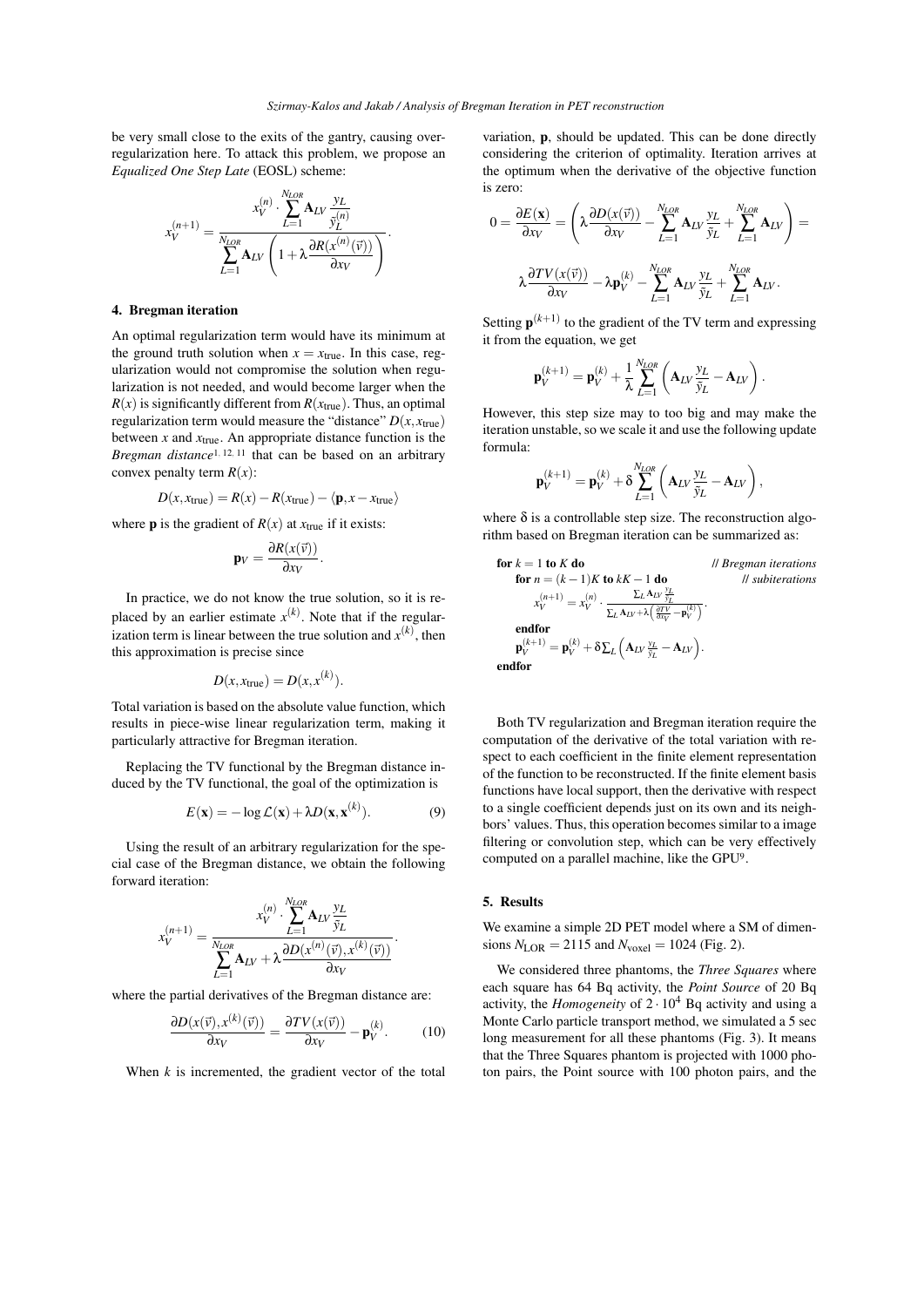be very small close to the exits of the gantry, causing over-regularization here. To attack this problem, we propose an *Equalized One Step Late* (EOSL) scheme:

$$x_V^{(n+1)} = \frac{x_V^{(n)} \cdot \sum_{L=1}^{N_{LOR}} \mathbf{A}_{LV} \frac{y_L}{\tilde{y}_L^{(n)}}}{\sum_{L=1}^{N_{LOR}} \mathbf{A}_{LV} \left(1 + \lambda \frac{\partial R(x^{(n)}(\vec{v}))}{\partial x_V}\right)}.$$

## 4. Bregman iteration

An optimal regularization term would have its minimum at the ground truth solution when $x = x_{\text{true}}$. In this case, regularization would not compromise the solution when regularization is not needed, and would become larger when the $R(x)$ is significantly different from $R(x_{\text{true}})$. Thus, an optimal regularization term would measure the "distance" $D(x, x_{\text{true}})$ between $x$ and $x_{\text{true}}$. An appropriate distance function is the *Bregman distance*[1, 12, 11] that can be based on an arbitrary convex penalty term $R(x)$:

$$D(x, x_{\text{true}}) = R(x) - R(x_{\text{true}}) - \langle \mathbf{p}, x - x_{\text{true}} \rangle$$

where $\mathbf{p}$ is the gradient of $R(x)$ at $x_{\text{true}}$ if it exists:

$$\mathbf{p}_V = \frac{\partial R(x(\vec{v}))}{\partial x_V}.$$

In practice, we do not know the true solution, so it is replaced by an earlier estimate $x^{(k)}$. Note that if the regularization term is linear between the true solution and $x^{(k)}$, then this approximation is precise since

$$D(x, x_{\text{true}}) = D(x, x^{(k)}).$$

Total variation is based on the absolute value function, which results in piece-wise linear regularization term, making it particularly attractive for Bregman iteration.

Replacing the TV functional by the Bregman distance induced by the TV functional, the goal of the optimization is

$$E(\mathbf{x}) = -\log \mathcal{L}(\mathbf{x}) + \lambda D(\mathbf{x}, \mathbf{x}^{(k)}). \tag{9}$$

Using the result of an arbitrary regularization for the special case of the Bregman distance, we obtain the following forward iteration:

$$x_V^{(n+1)} = \frac{x_V^{(n)} \cdot \sum_{L=1}^{N_{LOR}} \mathbf{A}_{LV} \frac{y_L}{\tilde{y}_L}}{\sum_{L=1}^{N_{LOR}} \mathbf{A}_{LV} + \lambda \frac{\partial D(x^{(n)}(\vec{v}), x^{(k)}(\vec{v}))}{\partial x_V}}.$$

where the partial derivatives of the Bregman distance are:

$$\frac{\partial D(x(\vec{v}), x^{(k)}(\vec{v}))}{\partial x_V} = \frac{\partial TV(x(\vec{v}))}{\partial x_V} - \mathbf{p}_V^{(k)}. \tag{10}$$

When $k$ is incremented, the gradient vector of the total variation, $\mathbf{p}$, should be updated. This can be done directly considering the criterion of optimality. Iteration arrives at the optimum when the derivative of the objective function is zero:

$$0 = \frac{\partial E(\mathbf{x})}{\partial x_V} = \left( \lambda \frac{\partial D(x(\vec{v}))}{\partial x_V} - \sum_{L=1}^{N_{LOR}} \mathbf{A}_{LV} \frac{y_L}{\tilde{y}_L} + \sum_{L=1}^{N_{LOR}} \mathbf{A}_{LV} \right) =$$

$$\lambda \frac{\partial TV(x(\vec{v}))}{\partial x_V} - \lambda \mathbf{p}_V^{(k)} - \sum_{L=1}^{N_{LOR}} \mathbf{A}_{LV} \frac{y_L}{\tilde{y}_L} + \sum_{L=1}^{N_{LOR}} \mathbf{A}_{LV}.$$

Setting $\mathbf{p}^{(k+1)}$ to the gradient of the TV term and expressing it from the equation, we get

$$\mathbf{p}_V^{(k+1)} = \mathbf{p}_V^{(k)} + \frac{1}{\lambda} \sum_{L=1}^{N_{LOR}} \left( \mathbf{A}_{LV} \frac{y_L}{\tilde{y}_L} - \mathbf{A}_{LV} \right).$$

However, this step size may to too big and may make the iteration unstable, so we scale it and use the following update formula:

$$\mathbf{p}_V^{(k+1)} = \mathbf{p}_V^{(k)} + \delta \sum_{L=1}^{N_{LOR}} \left( \mathbf{A}_{LV} \frac{y_L}{\tilde{y}_L} - \mathbf{A}_{LV} \right),$$

where $\delta$ is a controllable step size. The reconstruction algorithm based on Bregman iteration can be summarized as:

**for** $k = 1$ **to** $K$ **do** // *Bregman iterations*
  **for** $n = (k-1)K$ **to** $kK - 1$ **do** // *subiterations*
    $x_V^{(n+1)} = x_V^{(n)} \cdot \frac{\sum_L \mathbf{A}_{LV} \frac{y_L}{\tilde{y}_L}}{\sum_L \mathbf{A}_{LV} + \lambda \left( \frac{\partial TV}{\partial x_V} - \mathbf{p}_V^{(k)} \right)}.$
  **endfor**
  $\mathbf{p}_V^{(k+1)} = \mathbf{p}_V^{(k)} + \delta \sum_L \left( \mathbf{A}_{LV} \frac{y_L}{\tilde{y}_L} - \mathbf{A}_{LV} \right).$
**endfor**

Both TV regularization and Bregman iteration require the computation of the derivative of the total variation with respect to each coefficient in the finite element representation of the function to be reconstructed. If the finite element basis functions have local support, then the derivative with respect to a single coefficient depends just on its own and its neighbors' values. Thus, this operation becomes similar to a image filtering or convolution step, which can be very effectively computed on a parallel machine, like the GPU[9].

## 5. Results

We examine a simple 2D PET model where a SM of dimensions $N_{\text{LOR}} = 2115$ and $N_{\text{voxel}} = 1024$ (Fig. 2).

We considered three phantoms, the *Three Squares* where each square has 64 Bq activity, the *Point Source* of 20 Bq activity, the *Homogeneity* of $2 \cdot 10^4$ Bq activity and using a Monte Carlo particle transport method, we simulated a 5 sec long measurement for all these phantoms (Fig. 3). It means that the Three Squares phantom is projected with 1000 photon pairs, the Point source with 100 photon pairs, and the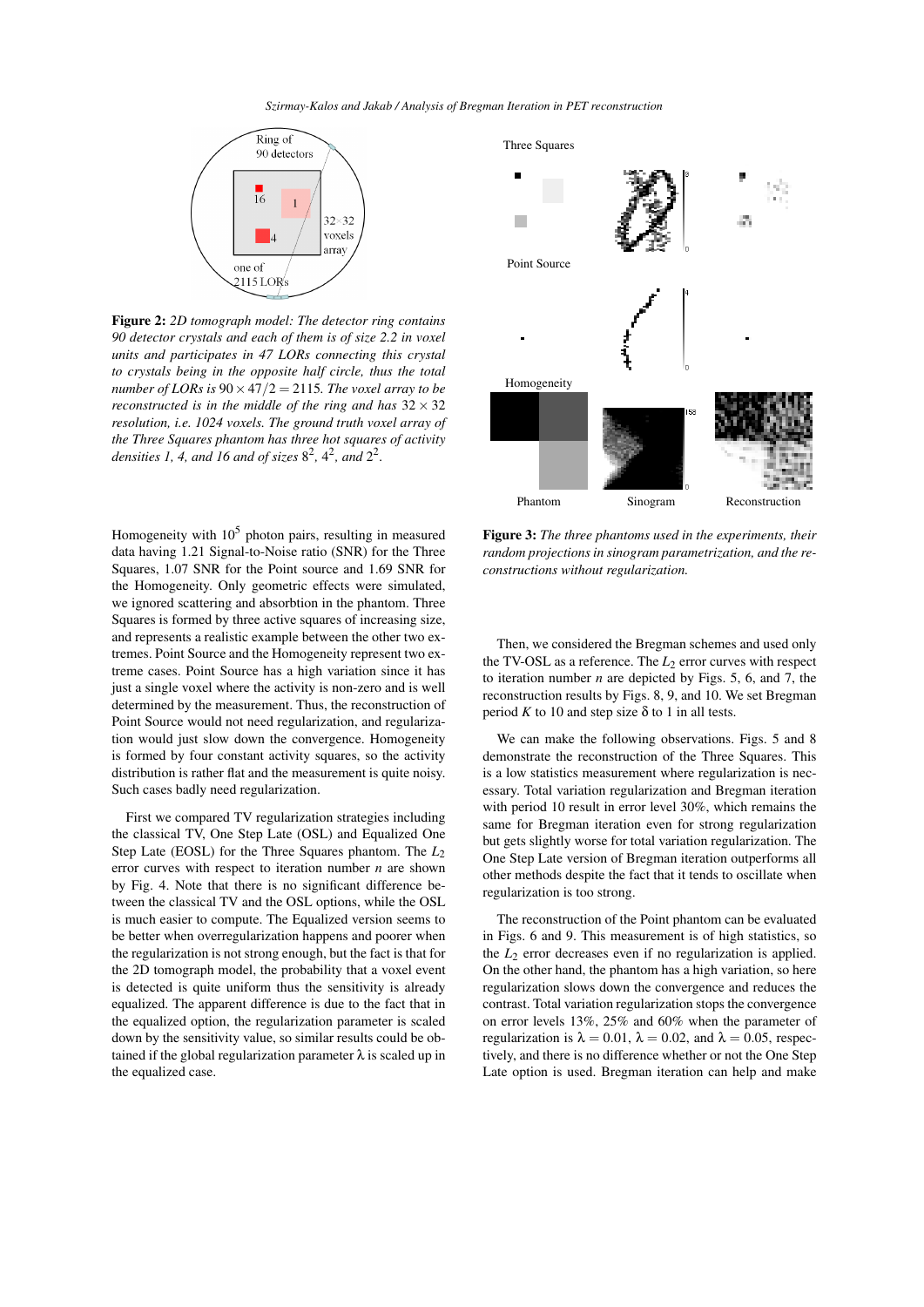**Figure 2:** *2D tomograph model: The detector ring contains 90 detector crystals and each of them is of size 2.2 in voxel units and participates in 47 LORs connecting this crystal to crystals being in the opposite half circle, thus the total number of LORs is $90 \times 47/2 = 2115$. The voxel array to be reconstructed is in the middle of the ring and has $32 \times 32$ resolution, i.e. 1024 voxels. The ground truth voxel array of the Three Squares phantom has three hot squares of activity densities 1, 4, and 16 and of sizes $8^2$, $4^2$, and $2^2$.*

**Figure 3:** *The three phantoms used in the experiments, their random projections in sinogram parametrization, and the reconstructions without regularization.*

Homogeneity with $10^5$ photon pairs, resulting in measured data having 1.21 Signal-to-Noise ratio (SNR) for the Three Squares, 1.07 SNR for the Point source and 1.69 SNR for the Homogeneity. Only geometric effects were simulated, we ignored scattering and absorbtion in the phantom. Three Squares is formed by three active squares of increasing size, and represents a realistic example between the other two extremes. Point Source and the Homogeneity represent two extreme cases. Point Source has a high variation since it has just a single voxel where the activity is non-zero and is well determined by the measurement. Thus, the reconstruction of Point Source would not need regularization, and regularization would just slow down the convergence. Homogeneity is formed by four constant activity squares, so the activity distribution is rather flat and the measurement is quite noisy. Such cases badly need regularization.

First we compared TV regularization strategies including the classical TV, One Step Late (OSL) and Equalized One Step Late (EOSL) for the Three Squares phantom. The $L_2$ error curves with respect to iteration number $n$ are shown by Fig. 4. Note that there is no significant difference between the classical TV and the OSL options, while the OSL is much easier to compute. The Equalized version seems to be better when overregularization happens and poorer when the regularization is not strong enough, but the fact is that for the 2D tomograph model, the probability that a voxel event is detected is quite uniform thus the sensitivity is already equalized. The apparent difference is due to the fact that in the equalized option, the regularization parameter is scaled down by the sensitivity value, so similar results could be obtained if the global regularization parameter $\lambda$ is scaled up in the equalized case.

Then, we considered the Bregman schemes and used only the TV-OSL as a reference. The $L_2$ error curves with respect to iteration number $n$ are depicted by Figs. 5, 6, and 7, the reconstruction results by Figs. 8, 9, and 10. We set Bregman period $K$ to 10 and step size $\delta$ to 1 in all tests.

We can make the following observations. Figs. 5 and 8 demonstrate the reconstruction of the Three Squares. This is a low statistics measurement where regularization is necessary. Total variation regularization and Bregman iteration with period 10 result in error level 30%, which remains the same for Bregman iteration even for strong regularization but gets slightly worse for total variation regularization. The One Step Late version of Bregman iteration outperforms all other methods despite the fact that it tends to oscillate when regularization is too strong.

The reconstruction of the Point phantom can be evaluated in Figs. 6 and 9. This measurement is of high statistics, so the $L_2$ error decreases even if no regularization is applied. On the other hand, the phantom has a high variation, so here regularization slows down the convergence and reduces the contrast. Total variation regularization stops the convergence on error levels 13%, 25% and 60% when the parameter of regularization is $\lambda = 0.01$, $\lambda = 0.02$, and $\lambda = 0.05$, respectively, and there is no difference whether or not the One Step Late option is used. Bregman iteration can help and make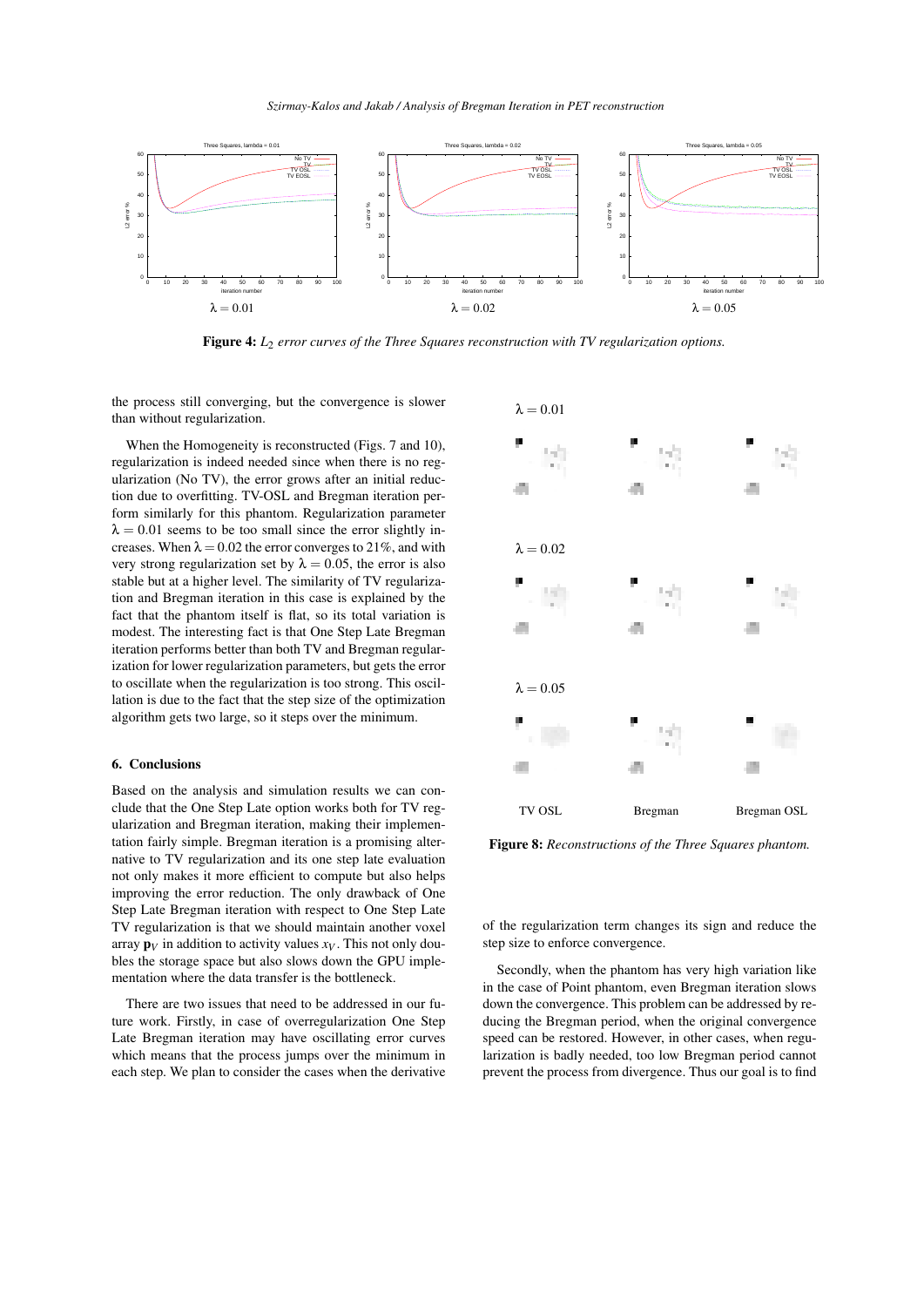$\lambda = 0.01$ $\lambda = 0.02$ $\lambda = 0.05$

**Figure 4:** *$L_2$ error curves of the Three Squares reconstruction with TV regularization options.*

the process still converging, but the convergence is slower than without regularization.

When the Homogeneity is reconstructed (Figs. 7 and 10), regularization is indeed needed since when there is no regularization (No TV), the error grows after an initial reduction due to overfitting. TV-OSL and Bregman iteration perform similarly for this phantom. Regularization parameter $\lambda = 0.01$ seems to be too small since the error slightly increases. When $\lambda = 0.02$ the error converges to 21%, and with very strong regularization set by $\lambda = 0.05$, the error is also stable but at a higher level. The similarity of TV regularization and Bregman iteration in this case is explained by the fact that the phantom itself is flat, so its total variation is modest. The interesting fact is that One Step Late Bregman iteration performs better than both TV and Bregman regularization for lower regularization parameters, but gets the error to oscillate when the regularization is too strong. This oscillation is due to the fact that the step size of the optimization algorithm gets two large, so it steps over the minimum.

## 6. Conclusions

Based on the analysis and simulation results we can conclude that the One Step Late option works both for TV regularization and Bregman iteration, making their implementation fairly simple. Bregman iteration is a promising alternative to TV regularization and its one step late evaluation not only makes it more efficient to compute but also helps improving the error reduction. The only drawback of One Step Late Bregman iteration with respect to One Step Late TV regularization is that we should maintain another voxel array $\mathbf{p}_V$ in addition to activity values $x_V$. This not only doubles the storage space but also slows down the GPU implementation where the data transfer is the bottleneck.

There are two issues that need to be addressed in our future work. Firstly, in case of overregularization One Step Late Bregman iteration may have oscillating error curves which means that the process jumps over the minimum in each step. We plan to consider the cases when the derivative of the regularization term changes its sign and reduce the step size to enforce convergence.

Secondly, when the phantom has very high variation like in the case of Point phantom, even Bregman iteration slows down the convergence. This problem can be addressed by reducing the Bregman period, when the original convergence speed can be restored. However, in other cases, when regularization is badly needed, too low Bregman period cannot prevent the process from divergence. Thus our goal is to find

$\lambda = 0.01$

$\lambda = 0.02$

$\lambda = 0.05$

TV OSL Bregman Bregman OSL

**Figure 8:** *Reconstructions of the Three Squares phantom.*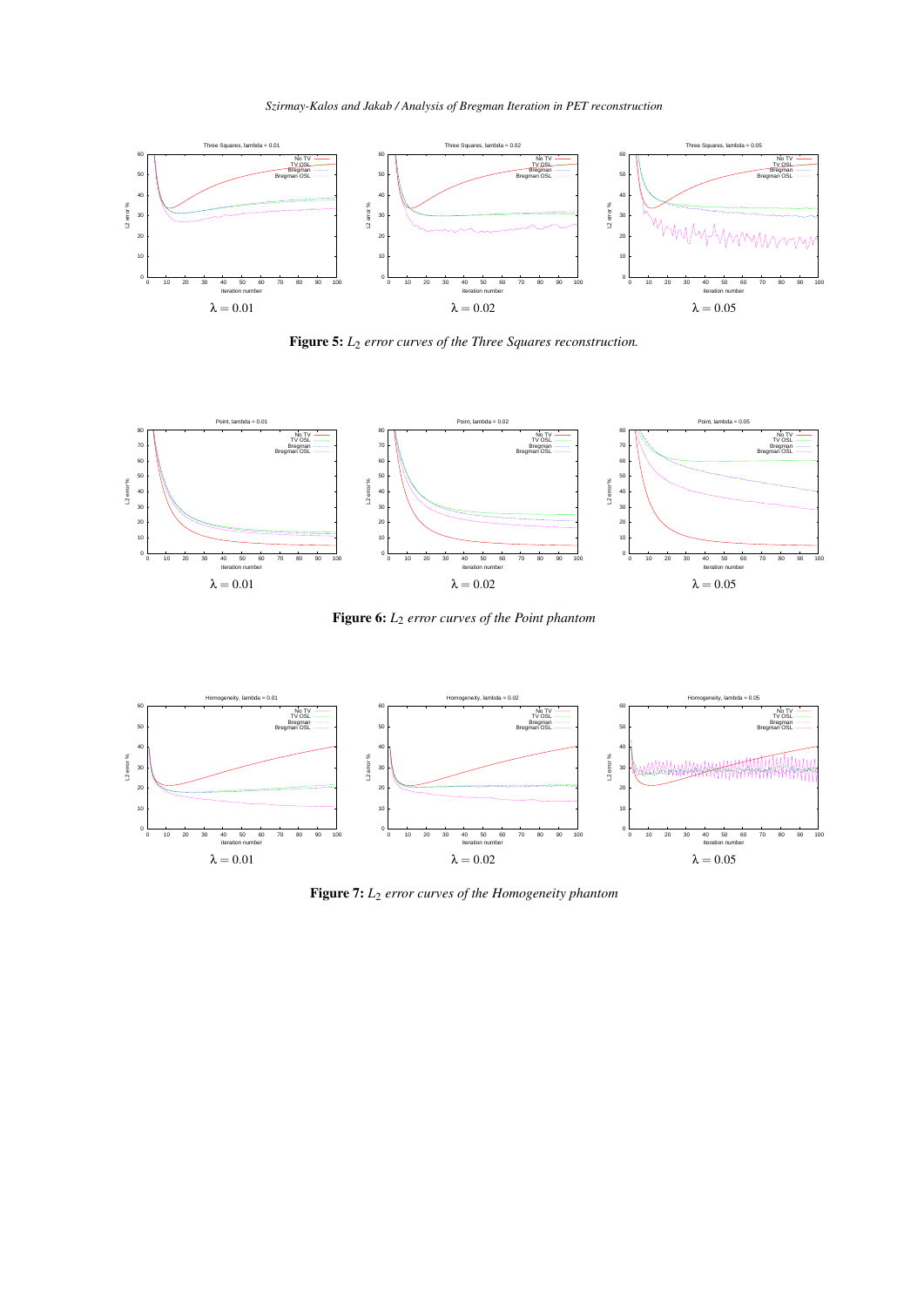$\lambda = 0.01$ $\lambda = 0.02$ $\lambda = 0.05$

**Figure 5:** *$L_2$ error curves of the Three Squares reconstruction.*

$\lambda = 0.01$ $\lambda = 0.02$ $\lambda = 0.05$

**Figure 6:** *$L_2$ error curves of the Point phantom*

$\lambda = 0.01$ $\lambda = 0.02$ $\lambda = 0.05$

**Figure 7:** *$L_2$ error curves of the Homogeneity phantom*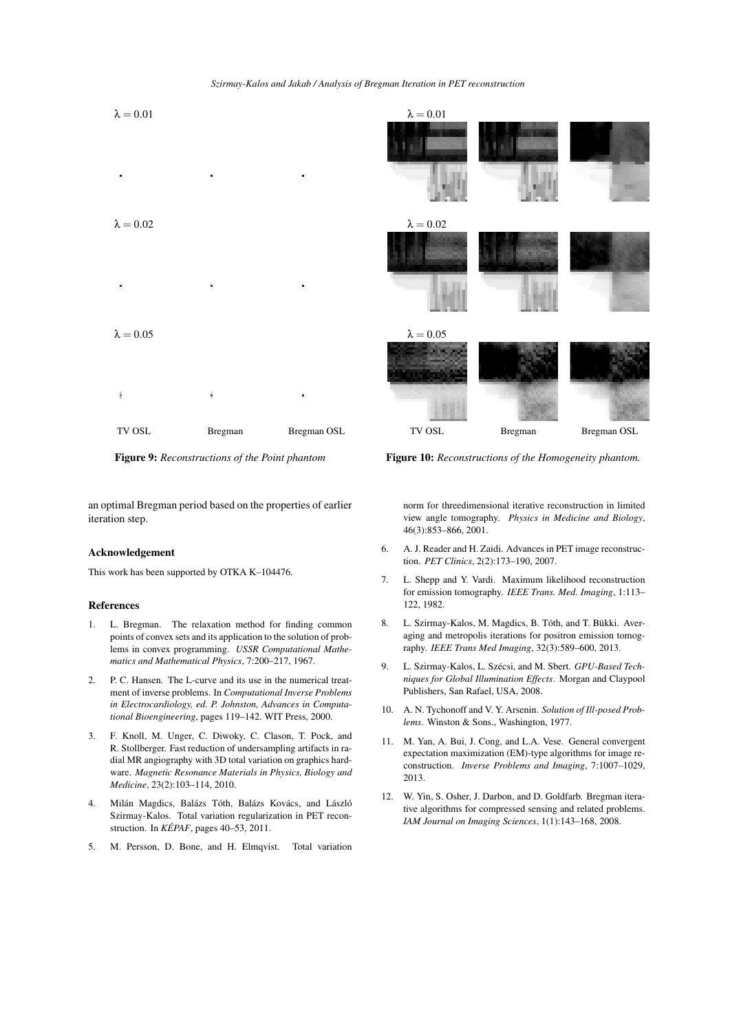λ = 0.01

λ = 0.02

λ = 0.05

TV OSL Bregman Bregman OSL

**Figure 9:** *Reconstructions of the Point phantom*

λ = 0.01

λ = 0.02

λ = 0.05

TV OSL Bregman Bregman OSL

**Figure 10:** *Reconstructions of the Homogeneity phantom.*

an optimal Bregman period based on the properties of earlier iteration step.

### Acknowledgement

This work has been supported by OTKA K–104476.

### References

1. L. Bregman. The relaxation method for finding common points of convex sets and its application to the solution of problems in convex programming. *USSR Computational Mathematics and Mathematical Physics*, 7:200–217, 1967.
2. P. C. Hansen. The L-curve and its use in the numerical treatment of inverse problems. In *Computational Inverse Problems in Electrocardiology, ed. P. Johnston, Advances in Computational Bioengineering*, pages 119–142. WIT Press, 2000.
3. F. Knoll, M. Unger, C. Diwoky, C. Clason, T. Pock, and R. Stollberger. Fast reduction of undersampling artifacts in radial MR angiography with 3D total variation on graphics hardware. *Magnetic Resonance Materials in Physics, Biology and Medicine*, 23(2):103–114, 2010.
4. Milán Magdics, Balázs Tóth, Balázs Kovács, and László Szirmay-Kalos. Total variation regularization in PET reconstruction. In *KÉPAF*, pages 40–53, 2011.
5. M. Persson, D. Bone, and H. Elmqvist. Total variation norm for threedimensional iterative reconstruction in limited view angle tomography. *Physics in Medicine and Biology*, 46(3):853–866, 2001.
6. A. J. Reader and H. Zaidi. Advances in PET image reconstruction. *PET Clinics*, 2(2):173–190, 2007.
7. L. Shepp and Y. Vardi. Maximum likelihood reconstruction for emission tomography. *IEEE Trans. Med. Imaging*, 1:113–122, 1982.
8. L. Szirmay-Kalos, M. Magdics, B. Tóth, and T. Bükki. Averaging and metropolis iterations for positron emission tomography. *IEEE Trans Med Imaging*, 32(3):589–600, 2013.
9. L. Szirmay-Kalos, L. Szécsi, and M. Sbert. *GPU-Based Techniques for Global Illumination Effects*. Morgan and Claypool Publishers, San Rafael, USA, 2008.
10. A. N. Tychonoff and V. Y. Arsenin. *Solution of Ill-posed Problems*. Winston & Sons., Washington, 1977.
11. M. Yan, A. Bui, J. Cong, and L.A. Vese. General convergent expectation maximization (EM)-type algorithms for image reconstruction. *Inverse Problems and Imaging*, 7:1007–1029, 2013.
12. W. Yin, S. Osher, J. Darbon, and D. Goldfarb. Bregman iterative algorithms for compressed sensing and related problems. *IAM Journal on Imaging Sciences*, 1(1):143–168, 2008.